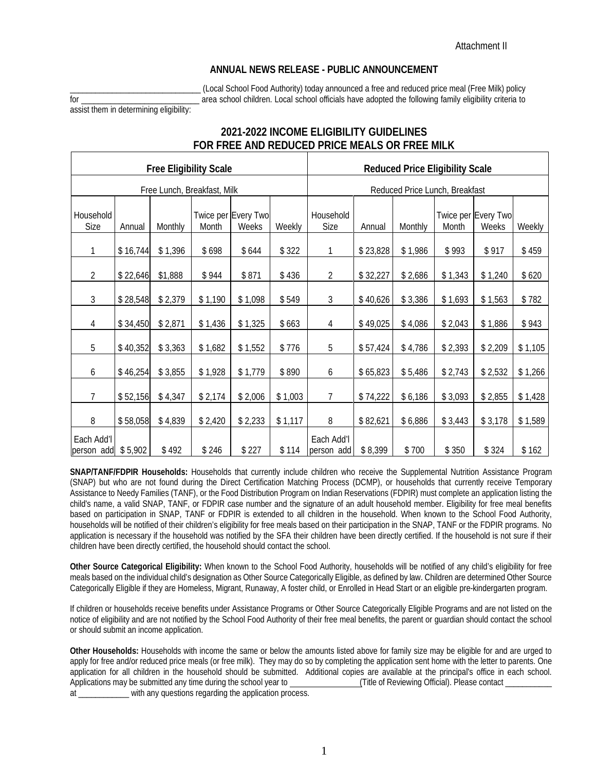Attachment II

## ANNUAL NEWS RELEASE - PUBLIC ANNOUNCEMENT

_______________________________ (Local School Food Authority) today announced a free and reduced price meal (Free Milk) policy for ____________________________ area school children. Local school officials have adopted the following family eligibility criteria to assist them in determining eligibility:

## 2021-2022 INCOME ELIGIBILITY GUIDELINES FOR FREE AND REDUCED PRICE MEALS OR FREE MILK

| Free Eligibility Scale | | | | | | Reduced Price Eligibility Scale | | | | | |
|---|---|---|---|---|---|---|---|---|---|---|---|
| Free Lunch, Breakfast, Milk | | | | | | Reduced Price Lunch, Breakfast | | | | | |
| Household Size | Annual | Monthly | Twice per Month | Every Two Weeks | Weekly | Household Size | Annual | Monthly | Twice per Month | Every Two Weeks | Weekly |
| 1 | $ 16,744 | $ 1,396 | $ 698 | $ 644 | $ 322 | 1 | $ 23,828 | $ 1,986 | $ 993 | $ 917 | $ 459 |
| 2 | $ 22,646 | $1,888 | $ 944 | $ 871 | $ 436 | 2 | $ 32,227 | $ 2,686 | $ 1,343 | $ 1,240 | $ 620 |
| 3 | $ 28,548 | $ 2,379 | $ 1,190 | $ 1,098 | $ 549 | 3 | $ 40,626 | $ 3,386 | $ 1,693 | $ 1,563 | $ 782 |
| 4 | $ 34,450 | $ 2,871 | $ 1,436 | $ 1,325 | $ 663 | 4 | $ 49,025 | $ 4,086 | $ 2,043 | $ 1,886 | $ 943 |
| 5 | $ 40,352 | $ 3,363 | $ 1,682 | $ 1,552 | $ 776 | 5 | $ 57,424 | $ 4,786 | $ 2,393 | $ 2,209 | $ 1,105 |
| 6 | $ 46,254 | $ 3,855 | $ 1,928 | $ 1,779 | $ 890 | 6 | $ 65,823 | $ 5,486 | $ 2,743 | $ 2,532 | $ 1,266 |
| 7 | $ 52,156 | $ 4,347 | $ 2,174 | $ 2,006 | $ 1,003 | 7 | $ 74,222 | $ 6,186 | $ 3,093 | $ 2,855 | $ 1,428 |
| 8 | $ 58,058 | $ 4,839 | $ 2,420 | $ 2,233 | $ 1,117 | 8 | $ 82,621 | $ 6,886 | $ 3,443 | $ 3,178 | $ 1,589 |
| Each Add'l person add | $ 5,902 | $ 492 | $ 246 | $ 227 | $ 114 | Each Add'l person add | $ 8,399 | $ 700 | $ 350 | $ 324 | $ 162 |

**SNAP/TANF/FDPIR Households:** Households that currently include children who receive the Supplemental Nutrition Assistance Program (SNAP) but who are not found during the Direct Certification Matching Process (DCMP), or households that currently receive Temporary Assistance to Needy Families (TANF), or the Food Distribution Program on Indian Reservations (FDPIR) must complete an application listing the child's name, a valid SNAP, TANF, or FDPIR case number and the signature of an adult household member. Eligibility for free meal benefits based on participation in SNAP, TANF or FDPIR is extended to all children in the household. When known to the School Food Authority, households will be notified of their children's eligibility for free meals based on their participation in the SNAP, TANF or the FDPIR programs. No application is necessary if the household was notified by the SFA their children have been directly certified. If the household is not sure if their children have been directly certified, the household should contact the school.

**Other Source Categorical Eligibility:** When known to the School Food Authority, households will be notified of any child's eligibility for free meals based on the individual child's designation as Other Source Categorically Eligible, as defined by law. Children are determined Other Source Categorically Eligible if they are Homeless, Migrant, Runaway, A foster child, or Enrolled in Head Start or an eligible pre-kindergarten program.

If children or households receive benefits under Assistance Programs or Other Source Categorically Eligible Programs and are not listed on the notice of eligibility and are not notified by the School Food Authority of their free meal benefits, the parent or guardian should contact the school or should submit an income application.

**Other Households:** Households with income the same or below the amounts listed above for family size may be eligible for and are urged to apply for free and/or reduced price meals (or free milk). They may do so by completing the application sent home with the letter to parents. One application for all children in the household should be submitted. Additional copies are available at the principal's office in each school. Applications may be submitted any time during the school year to ________________(Title of Reviewing Official). Please contact ___________ at ____________ with any questions regarding the application process.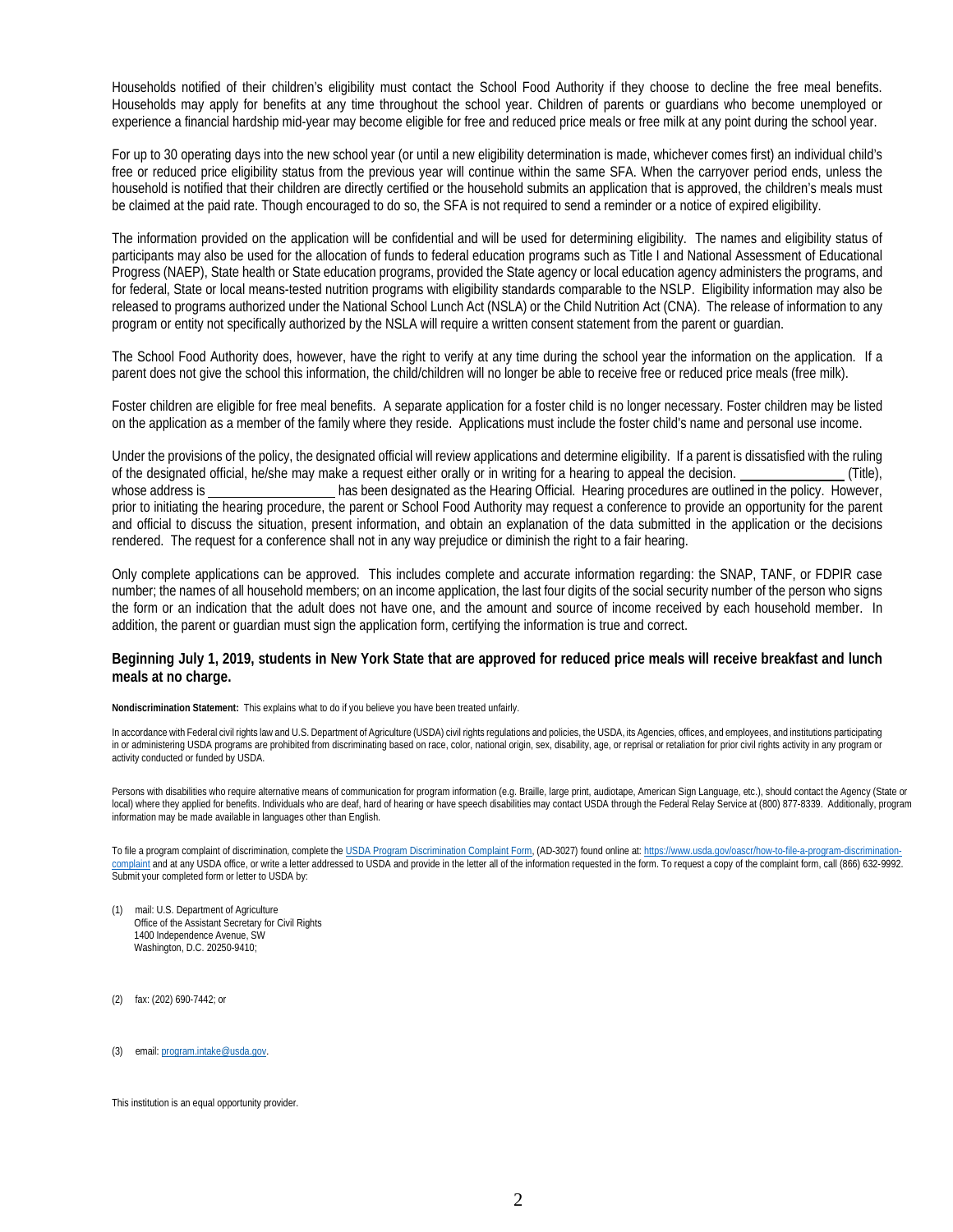Households notified of their children's eligibility must contact the School Food Authority if they choose to decline the free meal benefits. Households may apply for benefits at any time throughout the school year. Children of parents or guardians who become unemployed or experience a financial hardship mid-year may become eligible for free and reduced price meals or free milk at any point during the school year.

For up to 30 operating days into the new school year (or until a new eligibility determination is made, whichever comes first) an individual child's free or reduced price eligibility status from the previous year will continue within the same SFA. When the carryover period ends, unless the household is notified that their children are directly certified or the household submits an application that is approved, the children's meals must be claimed at the paid rate. Though encouraged to do so, the SFA is not required to send a reminder or a notice of expired eligibility.

The information provided on the application will be confidential and will be used for determining eligibility. The names and eligibility status of participants may also be used for the allocation of funds to federal education programs such as Title I and National Assessment of Educational Progress (NAEP), State health or State education programs, provided the State agency or local education agency administers the programs, and for federal, State or local means-tested nutrition programs with eligibility standards comparable to the NSLP. Eligibility information may also be released to programs authorized under the National School Lunch Act (NSLA) or the Child Nutrition Act (CNA). The release of information to any program or entity not specifically authorized by the NSLA will require a written consent statement from the parent or guardian.

The School Food Authority does, however, have the right to verify at any time during the school year the information on the application. If a parent does not give the school this information, the child/children will no longer be able to receive free or reduced price meals (free milk).

Foster children are eligible for free meal benefits. A separate application for a foster child is no longer necessary. Foster children may be listed on the application as a member of the family where they reside. Applications must include the foster child's name and personal use income.

Under the provisions of the policy, the designated official will review applications and determine eligibility. If a parent is dissatisfied with the ruling of the designated official, he/she may make a request either orally or in writing for a hearing to appeal the decision. _______________ (Title), whose address is ____________________ has been designated as the Hearing Official. Hearing procedures are outlined in the policy. However, prior to initiating the hearing procedure, the parent or School Food Authority may request a conference to provide an opportunity for the parent and official to discuss the situation, present information, and obtain an explanation of the data submitted in the application or the decisions rendered. The request for a conference shall not in any way prejudice or diminish the right to a fair hearing.

Only complete applications can be approved. This includes complete and accurate information regarding: the SNAP, TANF, or FDPIR case number; the names of all household members; on an income application, the last four digits of the social security number of the person who signs the form or an indication that the adult does not have one, and the amount and source of income received by each household member. In addition, the parent or guardian must sign the application form, certifying the information is true and correct.

**Beginning July 1, 2019, students in New York State that are approved for reduced price meals will receive breakfast and lunch meals at no charge.**

**Nondiscrimination Statement:** This explains what to do if you believe you have been treated unfairly.

In accordance with Federal civil rights law and U.S. Department of Agriculture (USDA) civil rights regulations and policies, the USDA, its Agencies, offices, and employees, and institutions participating in or administering USDA programs are prohibited from discriminating based on race, color, national origin, sex, disability, age, or reprisal or retaliation for prior civil rights activity in any program or activity conducted or funded by USDA.

Persons with disabilities who require alternative means of communication for program information (e.g. Braille, large print, audiotape, American Sign Language, etc.), should contact the Agency (State or local) where they applied for benefits. Individuals who are deaf, hard of hearing or have speech disabilities may contact USDA through the Federal Relay Service at (800) 877-8339. Additionally, program information may be made available in languages other than English.

To file a program complaint of discrimination, complete the USDA Program Discrimination Complaint Form, (AD-3027) found online at: https://www.usda.gov/oascr/how-to-file-a-program-discrimination-complaint and at any USDA office, or write a letter addressed to USDA and provide in the letter all of the information requested in the form. To request a copy of the complaint form, call (866) 632-9992. Submit your completed form or letter to USDA by:

(1) mail: U.S. Department of Agriculture
Office of the Assistant Secretary for Civil Rights
1400 Independence Avenue, SW
Washington, D.C. 20250-9410;

(2) fax: (202) 690-7442; or

(3) email: program.intake@usda.gov.

This institution is an equal opportunity provider.